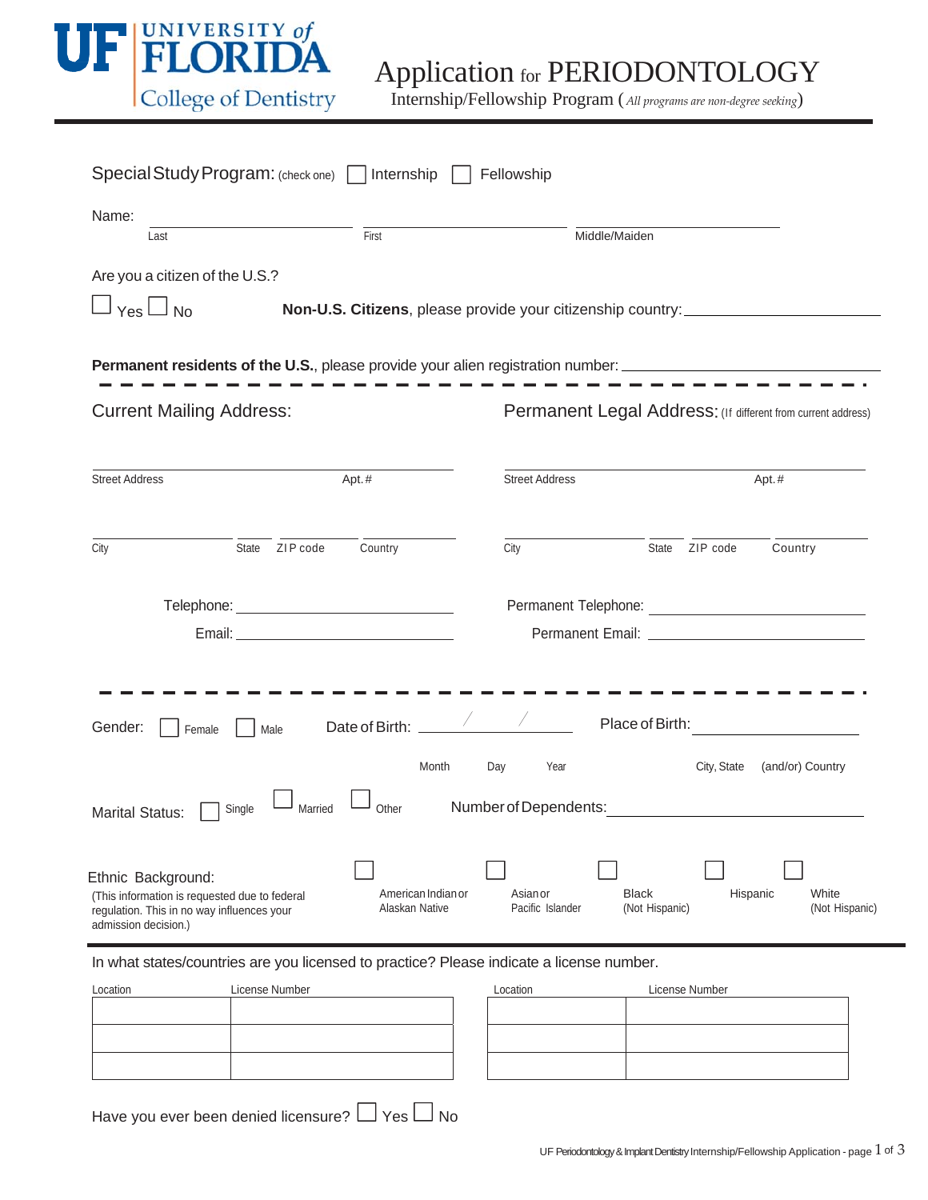# UF UNIVERSITY of FLORIDA College of Dentistry

# Application for PERIODONTOLOGY

Internship/Fellowship Program (*All programs are non-degree seeking*)

Special Study Program: (check one) ☐ Internship ☐ Fellowship

Name: ______________________ ______________________ ______________________

Last First Middle/Maiden

Are you a citizen of the U.S.?

☐ Yes ☐ No **Non-U.S. Citizens**, please provide your citizenship country: ______________________

**Permanent residents of the U.S.**, please provide your alien registration number: ______________________

---

Current Mailing Address:

______________________

Street Address Apt.#

______________________

City State ZIP code Country

Telephone: ______________________

Email: ______________________

Permanent Legal Address: (If different from current address)

______________________

Street Address Apt.#

______________________

City State ZIP code Country

Permanent Telephone: ______________________

Permanent Email: ______________________

---

Gender: ☐ Female ☐ Male Date of Birth: ____/____/____ Place of Birth: ______________________

Month Day Year City, State (and/or) Country

Marital Status: ☐ Single ☐ Married ☐ Other Number of Dependents: ______________________

Ethnic Background:
(This information is requested due to federal regulation. This in no way influences your admission decision.)

☐ American Indian or Alaskan Native ☐ Asian or Pacific Islander ☐ Black (Not Hispanic) ☐ Hispanic ☐ White (Not Hispanic)

---

In what states/countries are you licensed to practice? Please indicate a license number.

| Location | License Number |
|---|---|
| | |
| | |
| | |

| Location | License Number |
|---|---|
| | |
| | |
| | |

Have you ever been denied licensure? ☐ Yes ☐ No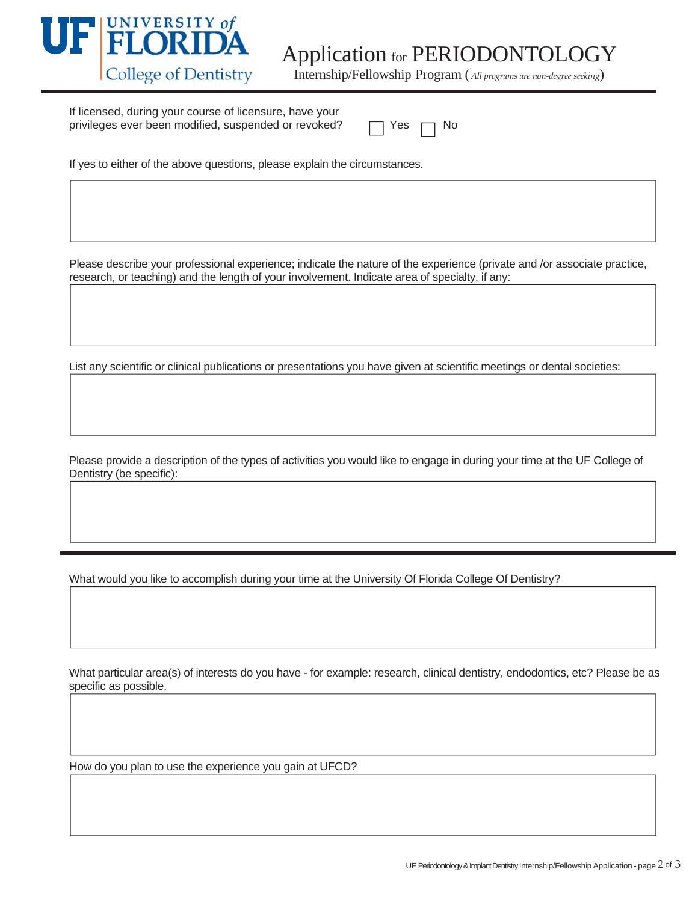# Application for PERIODONTOLOGY

Internship/Fellowship Program (*All programs are non-degree seeking*)

If licensed, during your course of licensure, have your privileges ever been modified, suspended or revoked? ☐ Yes ☐ No

If yes to either of the above questions, please explain the circumstances.

&nbsp;

Please describe your professional experience; indicate the nature of the experience (private and /or associate practice, research, or teaching) and the length of your involvement. Indicate area of specialty, if any:

&nbsp;

List any scientific or clinical publications or presentations you have given at scientific meetings or dental societies:

&nbsp;

Please provide a description of the types of activities you would like to engage in during your time at the UF College of Dentistry (be specific):

&nbsp;

---

What would you like to accomplish during your time at the University Of Florida College Of Dentistry?

&nbsp;

What particular area(s) of interests do you have - for example: research, clinical dentistry, endodontics, etc? Please be as specific as possible.

&nbsp;

How do you plan to use the experience you gain at UFCD?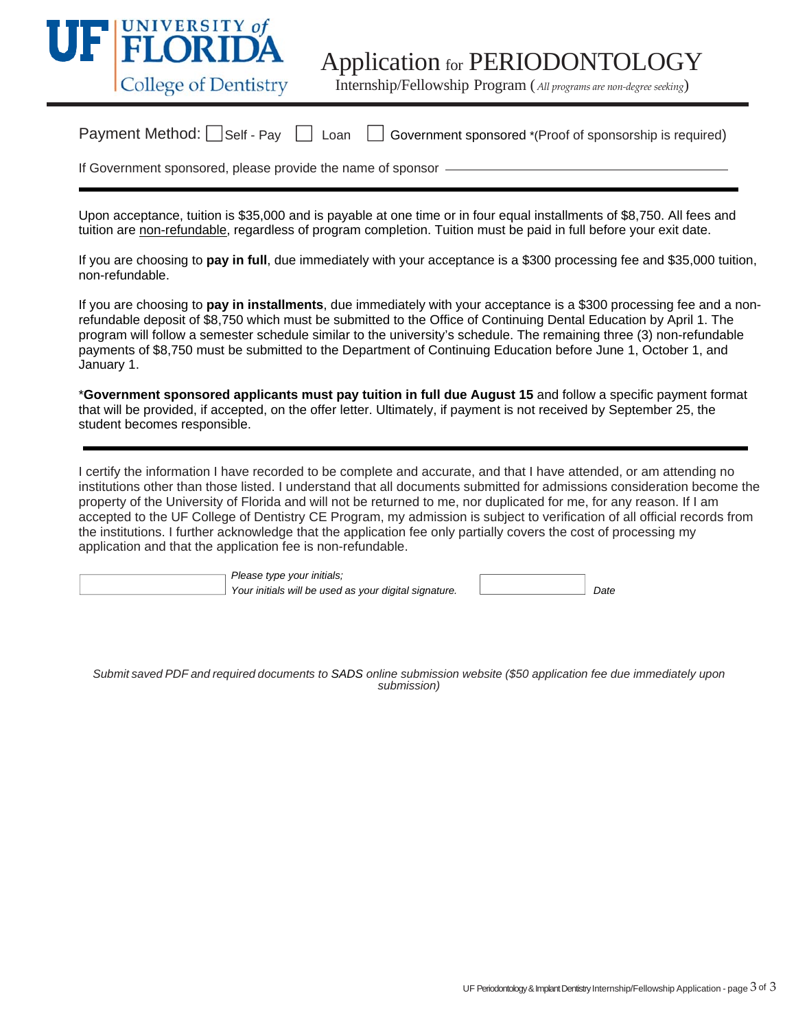UF UNIVERSITY of FLORIDA College of Dentistry

# Application for PERIODONTOLOGY

Internship/Fellowship Program (*All programs are non-degree seeking*)

Payment Method: ☐ Self - Pay ☐ Loan ☐ Government sponsored *(Proof of sponsorship is required)

If Government sponsored, please provide the name of sponsor \_\_\_\_\_\_\_\_\_\_\_\_\_\_\_\_\_\_\_\_\_\_\_\_\_\_\_\_\_\_\_\_\_\_\_\_\_\_\_\_

Upon acceptance, tuition is $35,000 and is payable at one time or in four equal installments of $8,750. All fees and tuition are non-refundable, regardless of program completion. Tuition must be paid in full before your exit date.

If you are choosing to **pay in full**, due immediately with your acceptance is a $300 processing fee and $35,000 tuition, non-refundable.

If you are choosing to **pay in installments**, due immediately with your acceptance is a $300 processing fee and a non-refundable deposit of $8,750 which must be submitted to the Office of Continuing Dental Education by April 1. The program will follow a semester schedule similar to the university's schedule. The remaining three (3) non-refundable payments of $8,750 must be submitted to the Department of Continuing Education before June 1, October 1, and January 1.

***Government sponsored applicants must pay tuition in full due August 15** and follow a specific payment format that will be provided, if accepted, on the offer letter. Ultimately, if payment is not received by September 25, the student becomes responsible.

I certify the information I have recorded to be complete and accurate, and that I have attended, or am attending no institutions other than those listed. I understand that all documents submitted for admissions consideration become the property of the University of Florida and will not be returned to me, nor duplicated for me, for any reason. If I am accepted to the UF College of Dentistry CE Program, my admission is subject to verification of all official records from the institutions. I further acknowledge that the application fee only partially covers the cost of processing my application and that the application fee is non-refundable.

\_\_\_\_\_\_\_\_\_\_\_\_\_\_\_\_ *Please type your initials; Your initials will be used as your digital signature.* \_\_\_\_\_\_\_\_\_\_\_\_ *Date*

*Submit saved PDF and required documents to SADS online submission website ($50 application fee due immediately upon submission)*